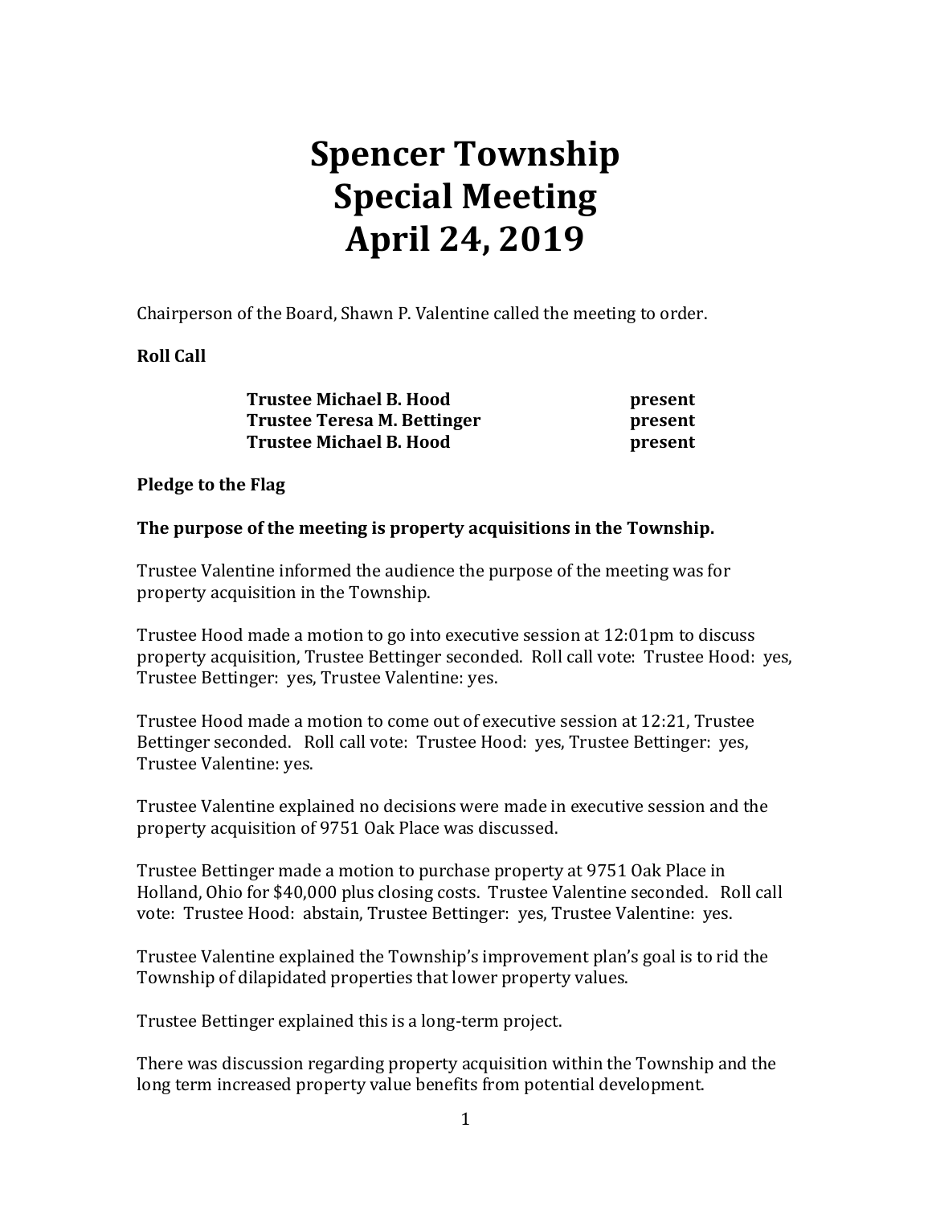# Spencer Township
# Special Meeting
# April 24, 2019

Chairperson of the Board, Shawn P. Valentine called the meeting to order.

**Roll Call**

| | |
|---|---|
| **Trustee Michael B. Hood** | **present** |
| **Trustee Teresa M. Bettinger** | **present** |
| **Trustee Michael B. Hood** | **present** |

**Pledge to the Flag**

**The purpose of the meeting is property acquisitions in the Township.**

Trustee Valentine informed the audience the purpose of the meeting was for property acquisition in the Township.

Trustee Hood made a motion to go into executive session at 12:01pm to discuss property acquisition, Trustee Bettinger seconded. Roll call vote: Trustee Hood: yes, Trustee Bettinger: yes, Trustee Valentine: yes.

Trustee Hood made a motion to come out of executive session at 12:21, Trustee Bettinger seconded. Roll call vote: Trustee Hood: yes, Trustee Bettinger: yes, Trustee Valentine: yes.

Trustee Valentine explained no decisions were made in executive session and the property acquisition of 9751 Oak Place was discussed.

Trustee Bettinger made a motion to purchase property at 9751 Oak Place in Holland, Ohio for $40,000 plus closing costs. Trustee Valentine seconded. Roll call vote: Trustee Hood: abstain, Trustee Bettinger: yes, Trustee Valentine: yes.

Trustee Valentine explained the Township's improvement plan's goal is to rid the Township of dilapidated properties that lower property values.

Trustee Bettinger explained this is a long-term project.

There was discussion regarding property acquisition within the Township and the long term increased property value benefits from potential development.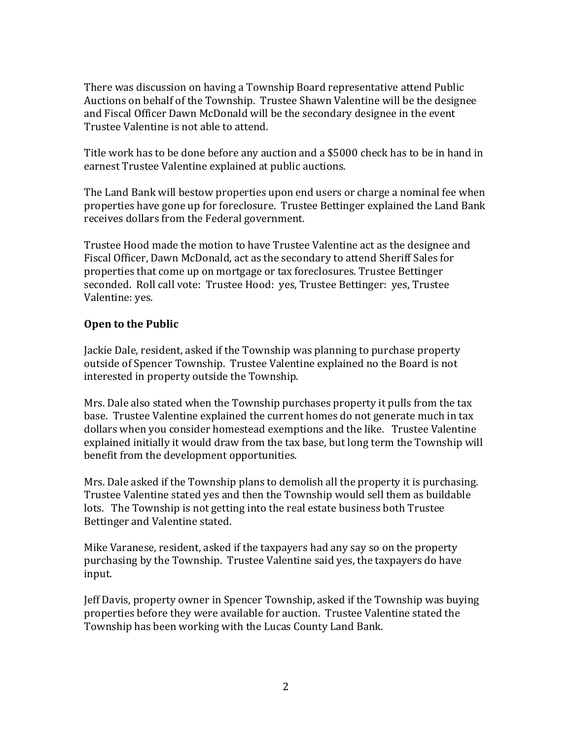There was discussion on having a Township Board representative attend Public Auctions on behalf of the Township. Trustee Shawn Valentine will be the designee and Fiscal Officer Dawn McDonald will be the secondary designee in the event Trustee Valentine is not able to attend.

Title work has to be done before any auction and a $5000 check has to be in hand in earnest Trustee Valentine explained at public auctions.

The Land Bank will bestow properties upon end users or charge a nominal fee when properties have gone up for foreclosure. Trustee Bettinger explained the Land Bank receives dollars from the Federal government.

Trustee Hood made the motion to have Trustee Valentine act as the designee and Fiscal Officer, Dawn McDonald, act as the secondary to attend Sheriff Sales for properties that come up on mortgage or tax foreclosures. Trustee Bettinger seconded. Roll call vote: Trustee Hood: yes, Trustee Bettinger: yes, Trustee Valentine: yes.

**Open to the Public**

Jackie Dale, resident, asked if the Township was planning to purchase property outside of Spencer Township. Trustee Valentine explained no the Board is not interested in property outside the Township.

Mrs. Dale also stated when the Township purchases property it pulls from the tax base. Trustee Valentine explained the current homes do not generate much in tax dollars when you consider homestead exemptions and the like. Trustee Valentine explained initially it would draw from the tax base, but long term the Township will benefit from the development opportunities.

Mrs. Dale asked if the Township plans to demolish all the property it is purchasing. Trustee Valentine stated yes and then the Township would sell them as buildable lots. The Township is not getting into the real estate business both Trustee Bettinger and Valentine stated.

Mike Varanese, resident, asked if the taxpayers had any say so on the property purchasing by the Township. Trustee Valentine said yes, the taxpayers do have input.

Jeff Davis, property owner in Spencer Township, asked if the Township was buying properties before they were available for auction. Trustee Valentine stated the Township has been working with the Lucas County Land Bank.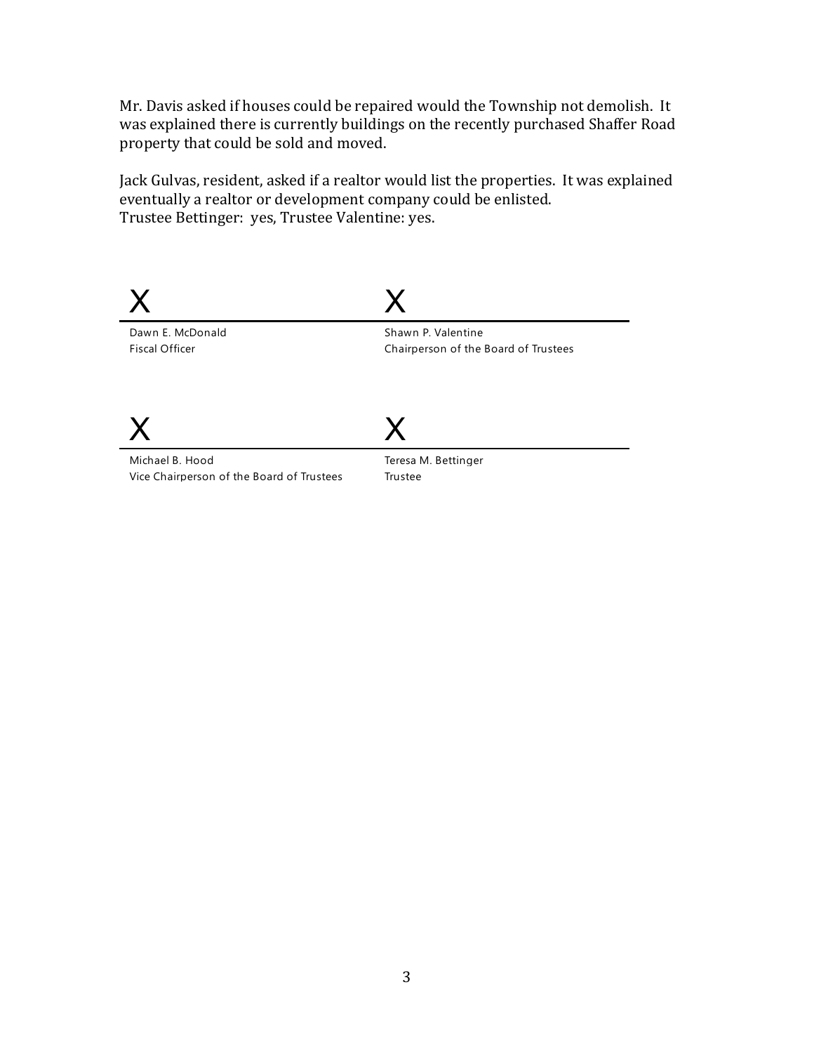Mr. Davis asked if houses could be repaired would the Township not demolish. It was explained there is currently buildings on the recently purchased Shaffer Road property that could be sold and moved.

Jack Gulvas, resident, asked if a realtor would list the properties. It was explained eventually a realtor or development company could be enlisted.
Trustee Bettinger: yes, Trustee Valentine: yes.

| | |
|---|---|
| X | X |
| Dawn E. McDonald<br>Fiscal Officer | Shawn P. Valentine<br>Chairperson of the Board of Trustees |
| X | X |
| Michael B. Hood<br>Vice Chairperson of the Board of Trustees | Teresa M. Bettinger<br>Trustee |